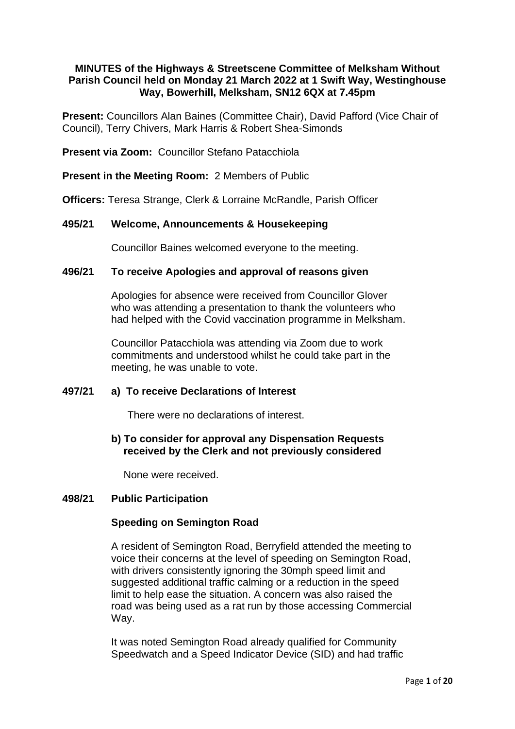**MINUTES of the Highways & Streetscene Committee of Melksham Without Parish Council held on Monday 21 March 2022 at 1 Swift Way, Westinghouse Way, Bowerhill, Melksham, SN12 6QX at 7.45pm**

**Present:** Councillors Alan Baines (Committee Chair), David Pafford (Vice Chair of Council), Terry Chivers, Mark Harris & Robert Shea-Simonds

**Present via Zoom:** Councillor Stefano Patacchiola

**Present in the Meeting Room:** 2 Members of Public

**Officers:** Teresa Strange, Clerk & Lorraine McRandle, Parish Officer

**495/21 Welcome, Announcements & Housekeeping**

Councillor Baines welcomed everyone to the meeting.

**496/21 To receive Apologies and approval of reasons given**

Apologies for absence were received from Councillor Glover who was attending a presentation to thank the volunteers who had helped with the Covid vaccination programme in Melksham.

Councillor Patacchiola was attending via Zoom due to work commitments and understood whilst he could take part in the meeting, he was unable to vote.

**497/21 a) To receive Declarations of Interest**

There were no declarations of interest.

**b) To consider for approval any Dispensation Requests received by the Clerk and not previously considered**

None were received.

**498/21 Public Participation**

**Speeding on Semington Road**

A resident of Semington Road, Berryfield attended the meeting to voice their concerns at the level of speeding on Semington Road, with drivers consistently ignoring the 30mph speed limit and suggested additional traffic calming or a reduction in the speed limit to help ease the situation. A concern was also raised the road was being used as a rat run by those accessing Commercial Way.

It was noted Semington Road already qualified for Community Speedwatch and a Speed Indicator Device (SID) and had traffic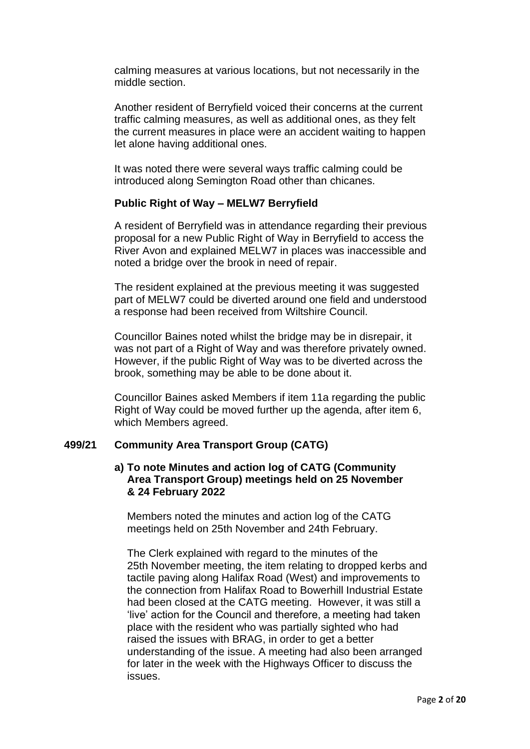calming measures at various locations, but not necessarily in the middle section.

Another resident of Berryfield voiced their concerns at the current traffic calming measures, as well as additional ones, as they felt the current measures in place were an accident waiting to happen let alone having additional ones.

It was noted there were several ways traffic calming could be introduced along Semington Road other than chicanes.

**Public Right of Way – MELW7 Berryfield**

A resident of Berryfield was in attendance regarding their previous proposal for a new Public Right of Way in Berryfield to access the River Avon and explained MELW7 in places was inaccessible and noted a bridge over the brook in need of repair.

The resident explained at the previous meeting it was suggested part of MELW7 could be diverted around one field and understood a response had been received from Wiltshire Council.

Councillor Baines noted whilst the bridge may be in disrepair, it was not part of a Right of Way and was therefore privately owned. However, if the public Right of Way was to be diverted across the brook, something may be able to be done about it.

Councillor Baines asked Members if item 11a regarding the public Right of Way could be moved further up the agenda, after item 6, which Members agreed.

## 499/21 Community Area Transport Group (CATG)

### a) To note Minutes and action log of CATG (Community Area Transport Group) meetings held on 25 November & 24 February 2022

Members noted the minutes and action log of the CATG meetings held on 25th November and 24th February.

The Clerk explained with regard to the minutes of the 25th November meeting, the item relating to dropped kerbs and tactile paving along Halifax Road (West) and improvements to the connection from Halifax Road to Bowerhill Industrial Estate had been closed at the CATG meeting. However, it was still a 'live' action for the Council and therefore, a meeting had taken place with the resident who was partially sighted who had raised the issues with BRAG, in order to get a better understanding of the issue. A meeting had also been arranged for later in the week with the Highways Officer to discuss the issues.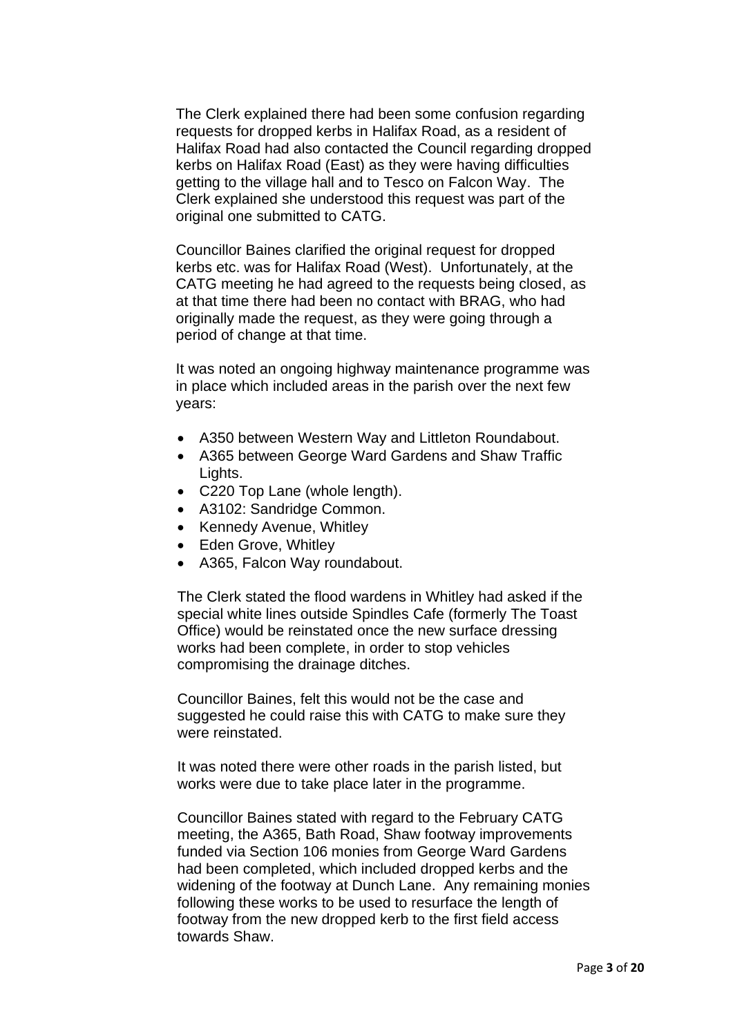The Clerk explained there had been some confusion regarding requests for dropped kerbs in Halifax Road, as a resident of Halifax Road had also contacted the Council regarding dropped kerbs on Halifax Road (East) as they were having difficulties getting to the village hall and to Tesco on Falcon Way. The Clerk explained she understood this request was part of the original one submitted to CATG.

Councillor Baines clarified the original request for dropped kerbs etc. was for Halifax Road (West). Unfortunately, at the CATG meeting he had agreed to the requests being closed, as at that time there had been no contact with BRAG, who had originally made the request, as they were going through a period of change at that time.

It was noted an ongoing highway maintenance programme was in place which included areas in the parish over the next few years:

- A350 between Western Way and Littleton Roundabout.
- A365 between George Ward Gardens and Shaw Traffic Lights.
- C220 Top Lane (whole length).
- A3102: Sandridge Common.
- Kennedy Avenue, Whitley
- Eden Grove, Whitley
- A365, Falcon Way roundabout.

The Clerk stated the flood wardens in Whitley had asked if the special white lines outside Spindles Cafe (formerly The Toast Office) would be reinstated once the new surface dressing works had been complete, in order to stop vehicles compromising the drainage ditches.

Councillor Baines, felt this would not be the case and suggested he could raise this with CATG to make sure they were reinstated.

It was noted there were other roads in the parish listed, but works were due to take place later in the programme.

Councillor Baines stated with regard to the February CATG meeting, the A365, Bath Road, Shaw footway improvements funded via Section 106 monies from George Ward Gardens had been completed, which included dropped kerbs and the widening of the footway at Dunch Lane. Any remaining monies following these works to be used to resurface the length of footway from the new dropped kerb to the first field access towards Shaw.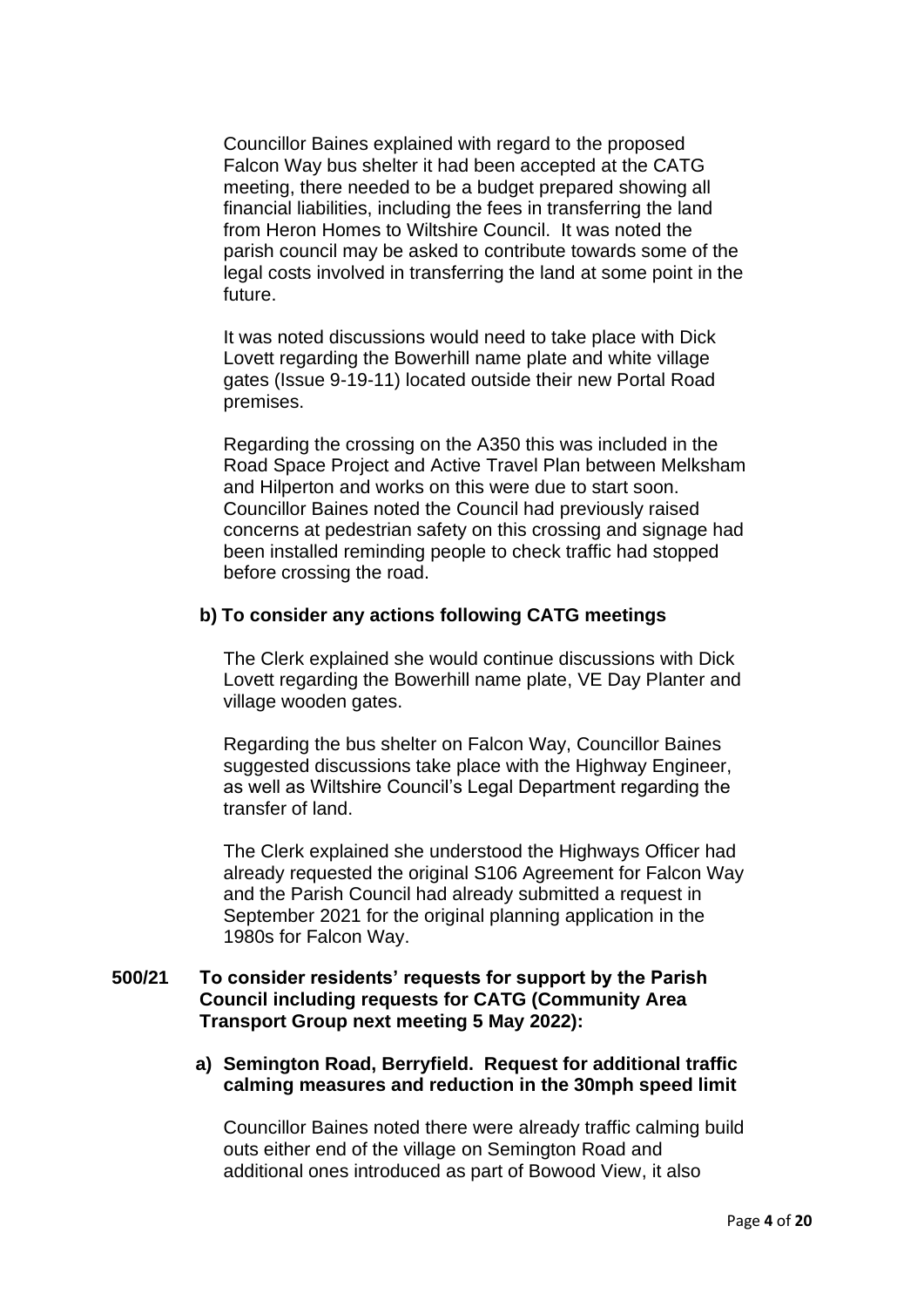Councillor Baines explained with regard to the proposed Falcon Way bus shelter it had been accepted at the CATG meeting, there needed to be a budget prepared showing all financial liabilities, including the fees in transferring the land from Heron Homes to Wiltshire Council. It was noted the parish council may be asked to contribute towards some of the legal costs involved in transferring the land at some point in the future.

It was noted discussions would need to take place with Dick Lovett regarding the Bowerhill name plate and white village gates (Issue 9-19-11) located outside their new Portal Road premises.

Regarding the crossing on the A350 this was included in the Road Space Project and Active Travel Plan between Melksham and Hilperton and works on this were due to start soon. Councillor Baines noted the Council had previously raised concerns at pedestrian safety on this crossing and signage had been installed reminding people to check traffic had stopped before crossing the road.

**b) To consider any actions following CATG meetings**

The Clerk explained she would continue discussions with Dick Lovett regarding the Bowerhill name plate, VE Day Planter and village wooden gates.

Regarding the bus shelter on Falcon Way, Councillor Baines suggested discussions take place with the Highway Engineer, as well as Wiltshire Council's Legal Department regarding the transfer of land.

The Clerk explained she understood the Highways Officer had already requested the original S106 Agreement for Falcon Way and the Parish Council had already submitted a request in September 2021 for the original planning application in the 1980s for Falcon Way.

**500/21 To consider residents' requests for support by the Parish Council including requests for CATG (Community Area Transport Group next meeting 5 May 2022):**

**a) Semington Road, Berryfield. Request for additional traffic calming measures and reduction in the 30mph speed limit**

Councillor Baines noted there were already traffic calming build outs either end of the village on Semington Road and additional ones introduced as part of Bowood View, it also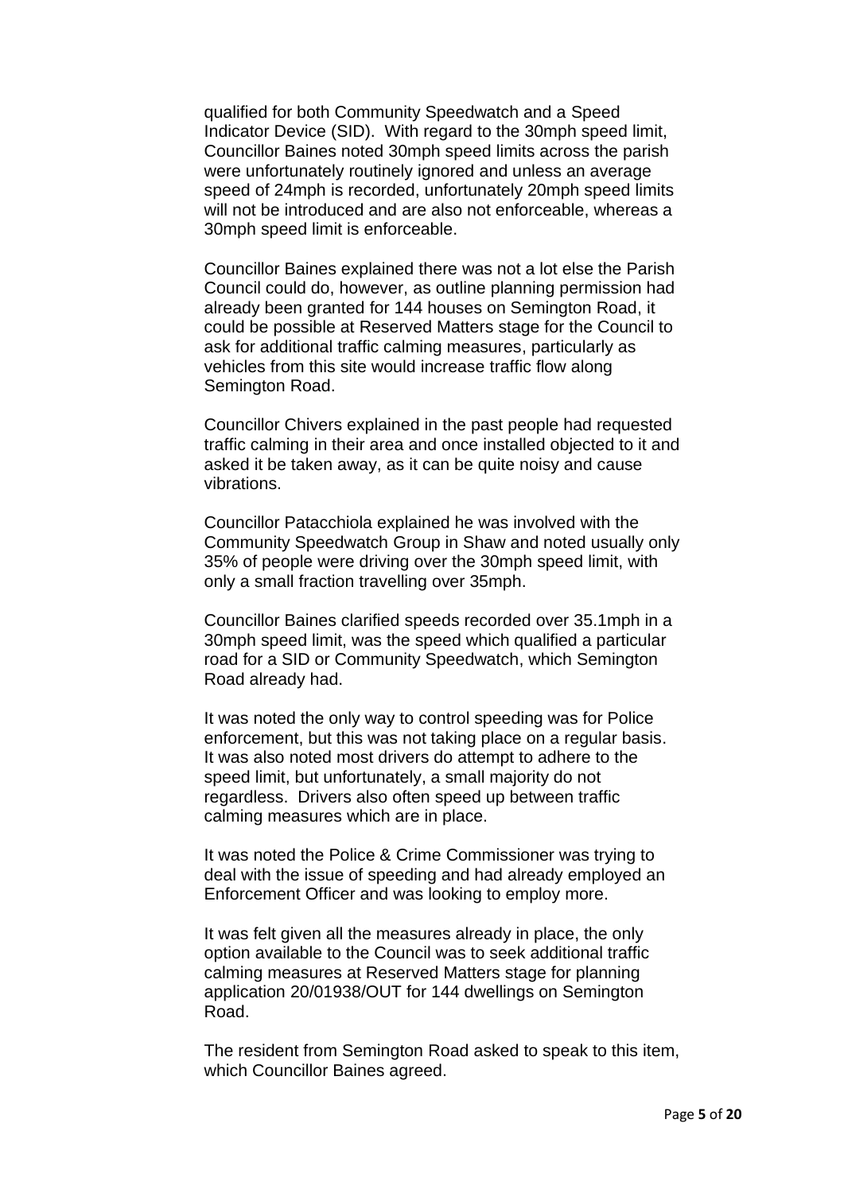qualified for both Community Speedwatch and a Speed Indicator Device (SID). With regard to the 30mph speed limit, Councillor Baines noted 30mph speed limits across the parish were unfortunately routinely ignored and unless an average speed of 24mph is recorded, unfortunately 20mph speed limits will not be introduced and are also not enforceable, whereas a 30mph speed limit is enforceable.

Councillor Baines explained there was not a lot else the Parish Council could do, however, as outline planning permission had already been granted for 144 houses on Semington Road, it could be possible at Reserved Matters stage for the Council to ask for additional traffic calming measures, particularly as vehicles from this site would increase traffic flow along Semington Road.

Councillor Chivers explained in the past people had requested traffic calming in their area and once installed objected to it and asked it be taken away, as it can be quite noisy and cause vibrations.

Councillor Patacchiola explained he was involved with the Community Speedwatch Group in Shaw and noted usually only 35% of people were driving over the 30mph speed limit, with only a small fraction travelling over 35mph.

Councillor Baines clarified speeds recorded over 35.1mph in a 30mph speed limit, was the speed which qualified a particular road for a SID or Community Speedwatch, which Semington Road already had.

It was noted the only way to control speeding was for Police enforcement, but this was not taking place on a regular basis. It was also noted most drivers do attempt to adhere to the speed limit, but unfortunately, a small majority do not regardless. Drivers also often speed up between traffic calming measures which are in place.

It was noted the Police & Crime Commissioner was trying to deal with the issue of speeding and had already employed an Enforcement Officer and was looking to employ more.

It was felt given all the measures already in place, the only option available to the Council was to seek additional traffic calming measures at Reserved Matters stage for planning application 20/01938/OUT for 144 dwellings on Semington Road.

The resident from Semington Road asked to speak to this item, which Councillor Baines agreed.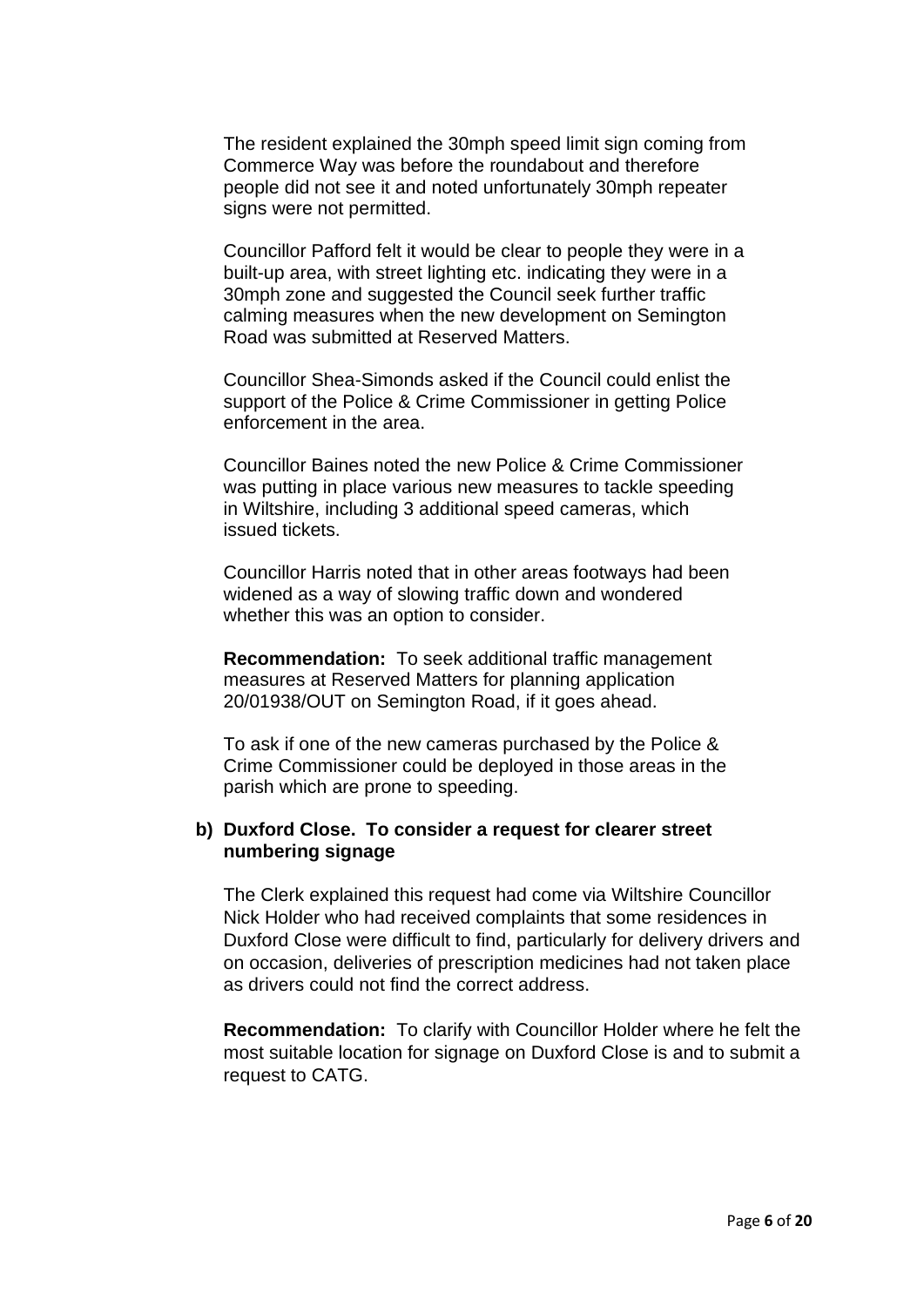The resident explained the 30mph speed limit sign coming from Commerce Way was before the roundabout and therefore people did not see it and noted unfortunately 30mph repeater signs were not permitted.

Councillor Pafford felt it would be clear to people they were in a built-up area, with street lighting etc. indicating they were in a 30mph zone and suggested the Council seek further traffic calming measures when the new development on Semington Road was submitted at Reserved Matters.

Councillor Shea-Simonds asked if the Council could enlist the support of the Police & Crime Commissioner in getting Police enforcement in the area.

Councillor Baines noted the new Police & Crime Commissioner was putting in place various new measures to tackle speeding in Wiltshire, including 3 additional speed cameras, which issued tickets.

Councillor Harris noted that in other areas footways had been widened as a way of slowing traffic down and wondered whether this was an option to consider.

**Recommendation:** To seek additional traffic management measures at Reserved Matters for planning application 20/01938/OUT on Semington Road, if it goes ahead.

To ask if one of the new cameras purchased by the Police & Crime Commissioner could be deployed in those areas in the parish which are prone to speeding.

**b) Duxford Close. To consider a request for clearer street numbering signage**

The Clerk explained this request had come via Wiltshire Councillor Nick Holder who had received complaints that some residences in Duxford Close were difficult to find, particularly for delivery drivers and on occasion, deliveries of prescription medicines had not taken place as drivers could not find the correct address.

**Recommendation:** To clarify with Councillor Holder where he felt the most suitable location for signage on Duxford Close is and to submit a request to CATG.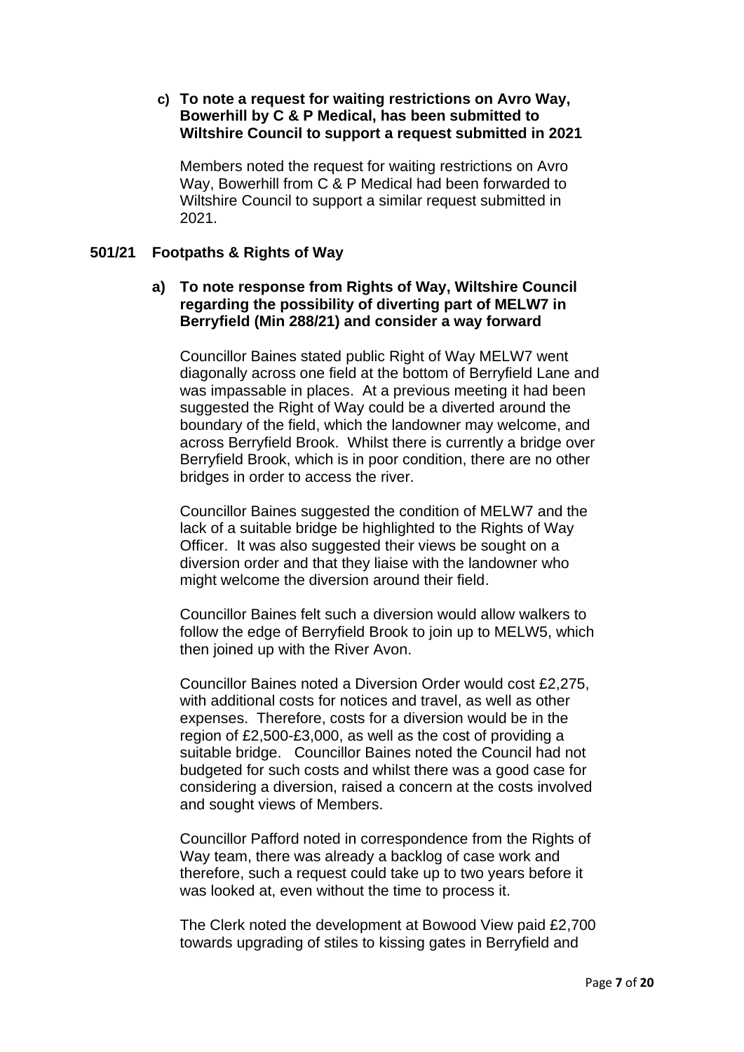**c) To note a request for waiting restrictions on Avro Way, Bowerhill by C & P Medical, has been submitted to Wiltshire Council to support a request submitted in 2021**

Members noted the request for waiting restrictions on Avro Way, Bowerhill from C & P Medical had been forwarded to Wiltshire Council to support a similar request submitted in 2021.

## 501/21 Footpaths & Rights of Way

**a) To note response from Rights of Way, Wiltshire Council regarding the possibility of diverting part of MELW7 in Berryfield (Min 288/21) and consider a way forward**

Councillor Baines stated public Right of Way MELW7 went diagonally across one field at the bottom of Berryfield Lane and was impassable in places. At a previous meeting it had been suggested the Right of Way could be a diverted around the boundary of the field, which the landowner may welcome, and across Berryfield Brook. Whilst there is currently a bridge over Berryfield Brook, which is in poor condition, there are no other bridges in order to access the river.

Councillor Baines suggested the condition of MELW7 and the lack of a suitable bridge be highlighted to the Rights of Way Officer. It was also suggested their views be sought on a diversion order and that they liaise with the landowner who might welcome the diversion around their field.

Councillor Baines felt such a diversion would allow walkers to follow the edge of Berryfield Brook to join up to MELW5, which then joined up with the River Avon.

Councillor Baines noted a Diversion Order would cost £2,275, with additional costs for notices and travel, as well as other expenses. Therefore, costs for a diversion would be in the region of £2,500-£3,000, as well as the cost of providing a suitable bridge. Councillor Baines noted the Council had not budgeted for such costs and whilst there was a good case for considering a diversion, raised a concern at the costs involved and sought views of Members.

Councillor Pafford noted in correspondence from the Rights of Way team, there was already a backlog of case work and therefore, such a request could take up to two years before it was looked at, even without the time to process it.

The Clerk noted the development at Bowood View paid £2,700 towards upgrading of stiles to kissing gates in Berryfield and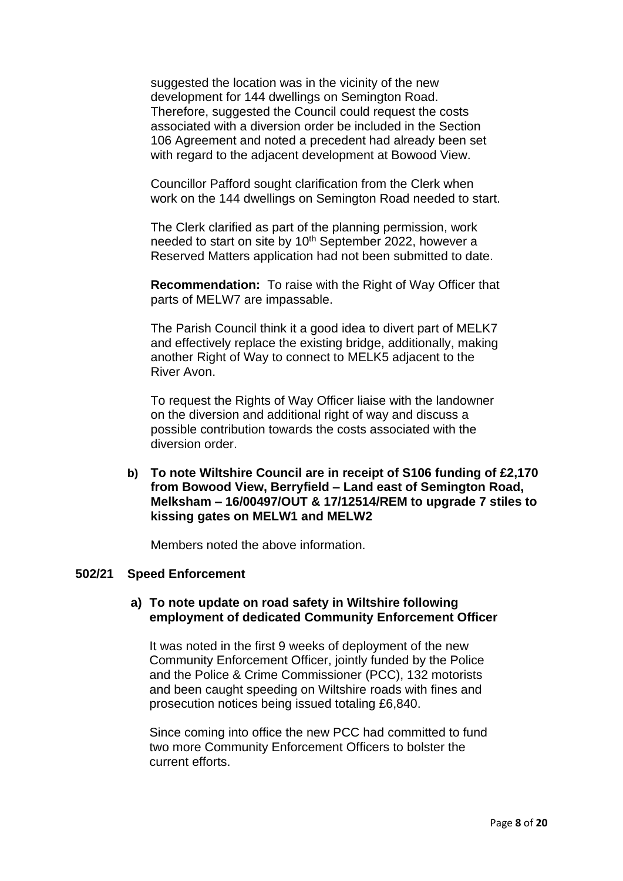suggested the location was in the vicinity of the new development for 144 dwellings on Semington Road. Therefore, suggested the Council could request the costs associated with a diversion order be included in the Section 106 Agreement and noted a precedent had already been set with regard to the adjacent development at Bowood View.

Councillor Pafford sought clarification from the Clerk when work on the 144 dwellings on Semington Road needed to start.

The Clerk clarified as part of the planning permission, work needed to start on site by 10th September 2022, however a Reserved Matters application had not been submitted to date.

**Recommendation:** To raise with the Right of Way Officer that parts of MELW7 are impassable.

The Parish Council think it a good idea to divert part of MELK7 and effectively replace the existing bridge, additionally, making another Right of Way to connect to MELK5 adjacent to the River Avon.

To request the Rights of Way Officer liaise with the landowner on the diversion and additional right of way and discuss a possible contribution towards the costs associated with the diversion order.

**b) To note Wiltshire Council are in receipt of S106 funding of £2,170 from Bowood View, Berryfield – Land east of Semington Road, Melksham – 16/00497/OUT & 17/12514/REM to upgrade 7 stiles to kissing gates on MELW1 and MELW2**

Members noted the above information.

**502/21 Speed Enforcement**

**a) To note update on road safety in Wiltshire following employment of dedicated Community Enforcement Officer**

It was noted in the first 9 weeks of deployment of the new Community Enforcement Officer, jointly funded by the Police and the Police & Crime Commissioner (PCC), 132 motorists and been caught speeding on Wiltshire roads with fines and prosecution notices being issued totaling £6,840.

Since coming into office the new PCC had committed to fund two more Community Enforcement Officers to bolster the current efforts.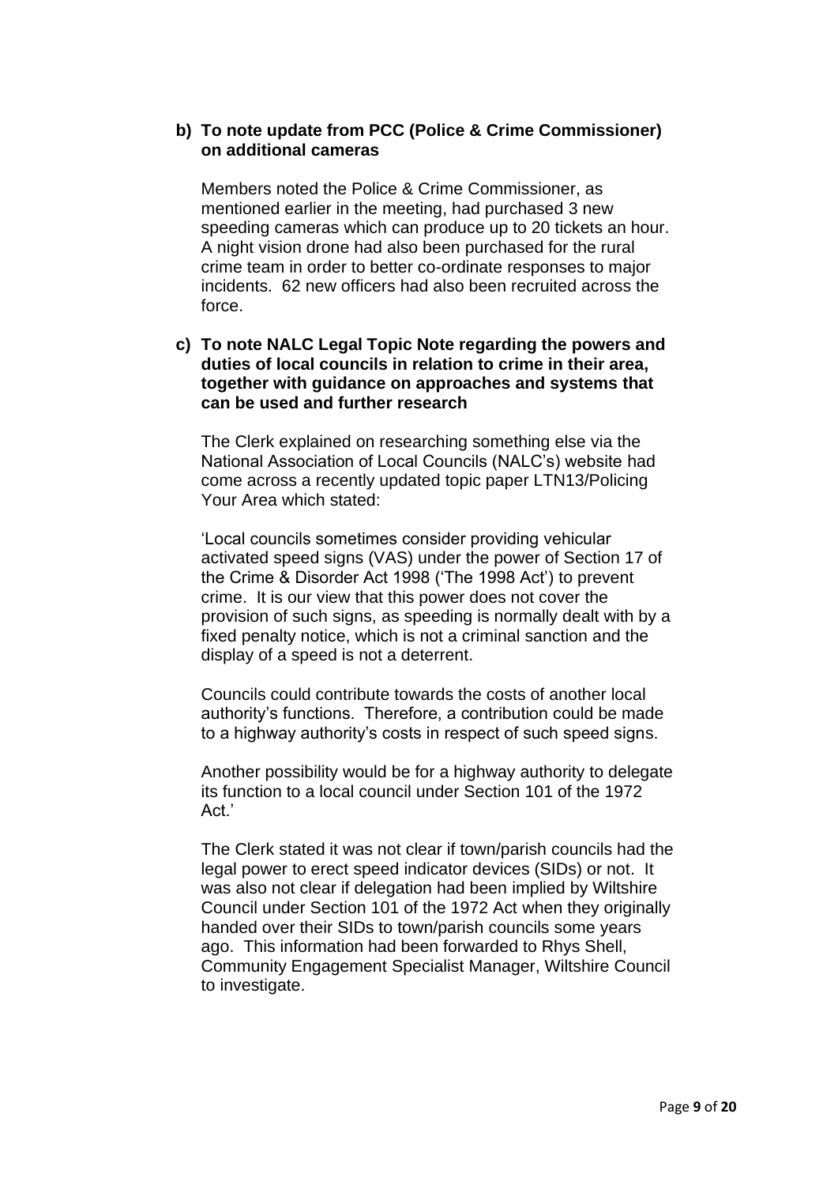**b) To note update from PCC (Police & Crime Commissioner) on additional cameras**

Members noted the Police & Crime Commissioner, as mentioned earlier in the meeting, had purchased 3 new speeding cameras which can produce up to 20 tickets an hour. A night vision drone had also been purchased for the rural crime team in order to better co-ordinate responses to major incidents. 62 new officers had also been recruited across the force.

**c) To note NALC Legal Topic Note regarding the powers and duties of local councils in relation to crime in their area, together with guidance on approaches and systems that can be used and further research**

The Clerk explained on researching something else via the National Association of Local Councils (NALC's) website had come across a recently updated topic paper LTN13/Policing Your Area which stated:

'Local councils sometimes consider providing vehicular activated speed signs (VAS) under the power of Section 17 of the Crime & Disorder Act 1998 ('The 1998 Act') to prevent crime. It is our view that this power does not cover the provision of such signs, as speeding is normally dealt with by a fixed penalty notice, which is not a criminal sanction and the display of a speed is not a deterrent.

Councils could contribute towards the costs of another local authority's functions. Therefore, a contribution could be made to a highway authority's costs in respect of such speed signs.

Another possibility would be for a highway authority to delegate its function to a local council under Section 101 of the 1972 Act.'

The Clerk stated it was not clear if town/parish councils had the legal power to erect speed indicator devices (SIDs) or not. It was also not clear if delegation had been implied by Wiltshire Council under Section 101 of the 1972 Act when they originally handed over their SIDs to town/parish councils some years ago. This information had been forwarded to Rhys Shell, Community Engagement Specialist Manager, Wiltshire Council to investigate.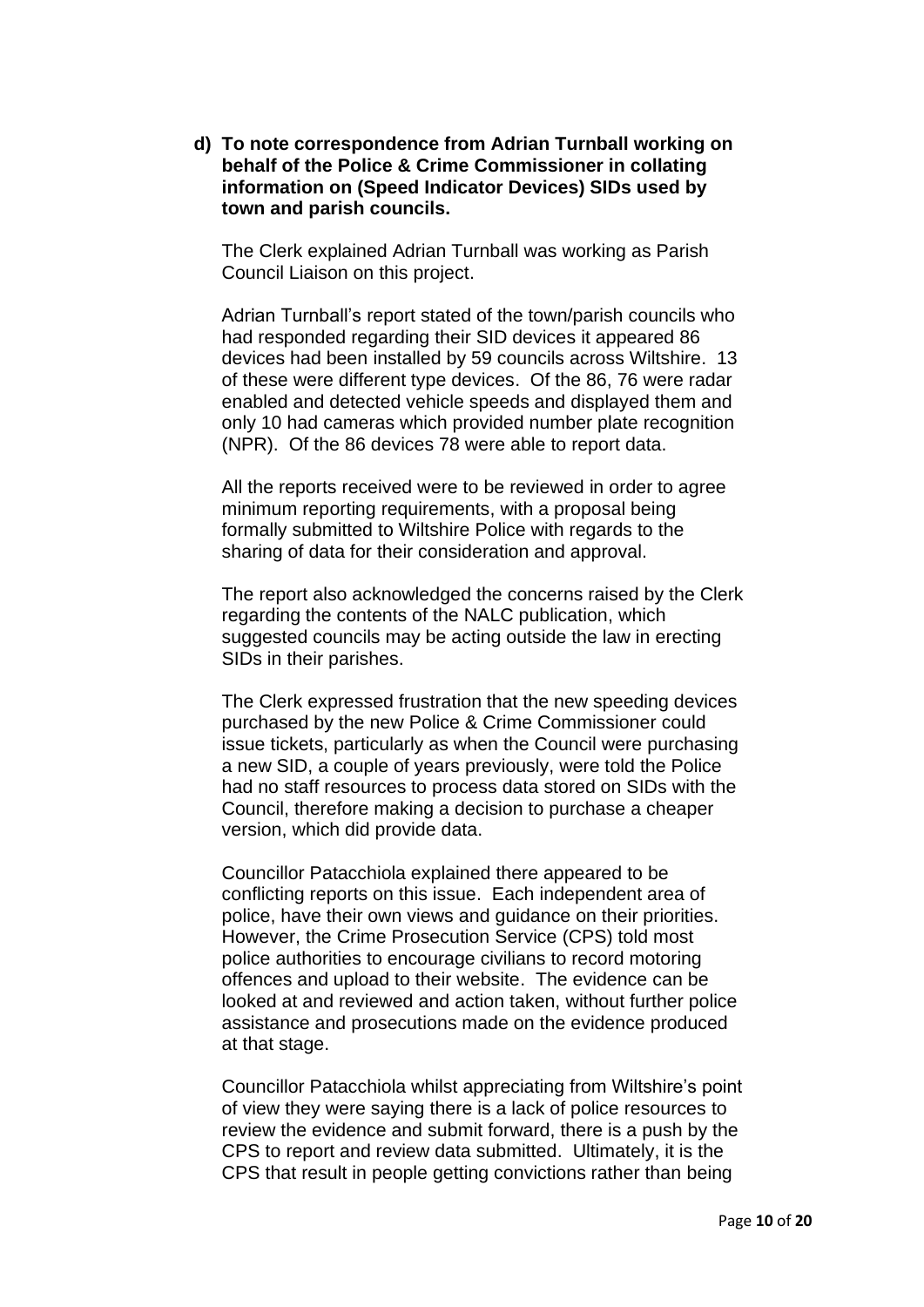**d) To note correspondence from Adrian Turnball working on behalf of the Police & Crime Commissioner in collating information on (Speed Indicator Devices) SIDs used by town and parish councils.**

The Clerk explained Adrian Turnball was working as Parish Council Liaison on this project.

Adrian Turnball's report stated of the town/parish councils who had responded regarding their SID devices it appeared 86 devices had been installed by 59 councils across Wiltshire. 13 of these were different type devices. Of the 86, 76 were radar enabled and detected vehicle speeds and displayed them and only 10 had cameras which provided number plate recognition (NPR). Of the 86 devices 78 were able to report data.

All the reports received were to be reviewed in order to agree minimum reporting requirements, with a proposal being formally submitted to Wiltshire Police with regards to the sharing of data for their consideration and approval.

The report also acknowledged the concerns raised by the Clerk regarding the contents of the NALC publication, which suggested councils may be acting outside the law in erecting SIDs in their parishes.

The Clerk expressed frustration that the new speeding devices purchased by the new Police & Crime Commissioner could issue tickets, particularly as when the Council were purchasing a new SID, a couple of years previously, were told the Police had no staff resources to process data stored on SIDs with the Council, therefore making a decision to purchase a cheaper version, which did provide data.

Councillor Patacchiola explained there appeared to be conflicting reports on this issue. Each independent area of police, have their own views and guidance on their priorities. However, the Crime Prosecution Service (CPS) told most police authorities to encourage civilians to record motoring offences and upload to their website. The evidence can be looked at and reviewed and action taken, without further police assistance and prosecutions made on the evidence produced at that stage.

Councillor Patacchiola whilst appreciating from Wiltshire's point of view they were saying there is a lack of police resources to review the evidence and submit forward, there is a push by the CPS to report and review data submitted. Ultimately, it is the CPS that result in people getting convictions rather than being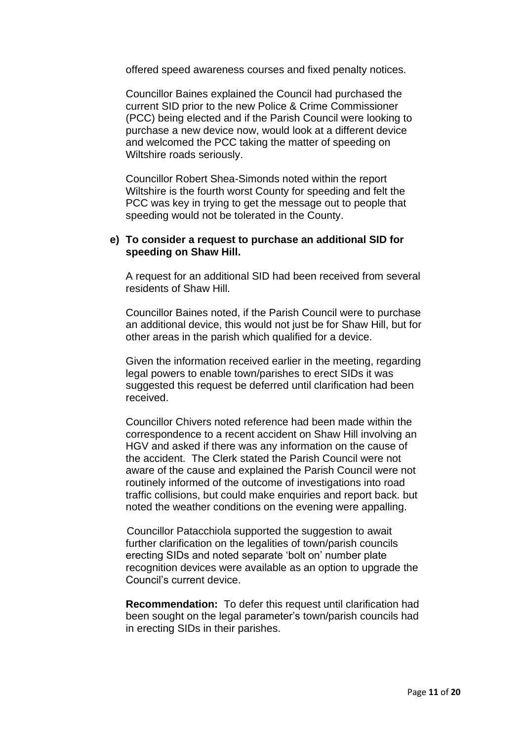offered speed awareness courses and fixed penalty notices.

Councillor Baines explained the Council had purchased the current SID prior to the new Police & Crime Commissioner (PCC) being elected and if the Parish Council were looking to purchase a new device now, would look at a different device and welcomed the PCC taking the matter of speeding on Wiltshire roads seriously.

Councillor Robert Shea-Simonds noted within the report Wiltshire is the fourth worst County for speeding and felt the PCC was key in trying to get the message out to people that speeding would not be tolerated in the County.

**e) To consider a request to purchase an additional SID for speeding on Shaw Hill.**

A request for an additional SID had been received from several residents of Shaw Hill.

Councillor Baines noted, if the Parish Council were to purchase an additional device, this would not just be for Shaw Hill, but for other areas in the parish which qualified for a device.

Given the information received earlier in the meeting, regarding legal powers to enable town/parishes to erect SIDs it was suggested this request be deferred until clarification had been received.

Councillor Chivers noted reference had been made within the correspondence to a recent accident on Shaw Hill involving an HGV and asked if there was any information on the cause of the accident. The Clerk stated the Parish Council were not aware of the cause and explained the Parish Council were not routinely informed of the outcome of investigations into road traffic collisions, but could make enquiries and report back. but noted the weather conditions on the evening were appalling.

Councillor Patacchiola supported the suggestion to await further clarification on the legalities of town/parish councils erecting SIDs and noted separate 'bolt on' number plate recognition devices were available as an option to upgrade the Council's current device.

**Recommendation:** To defer this request until clarification had been sought on the legal parameter's town/parish councils had in erecting SIDs in their parishes.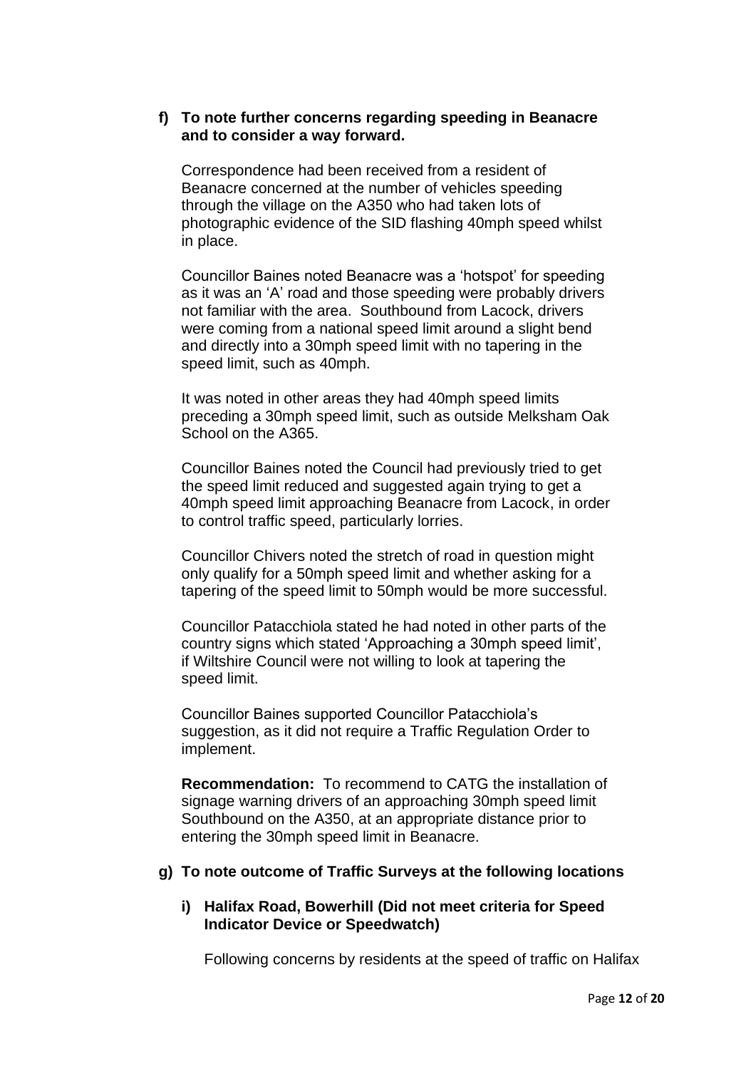**f) To note further concerns regarding speeding in Beanacre and to consider a way forward.**

Correspondence had been received from a resident of Beanacre concerned at the number of vehicles speeding through the village on the A350 who had taken lots of photographic evidence of the SID flashing 40mph speed whilst in place.

Councillor Baines noted Beanacre was a 'hotspot' for speeding as it was an 'A' road and those speeding were probably drivers not familiar with the area. Southbound from Lacock, drivers were coming from a national speed limit around a slight bend and directly into a 30mph speed limit with no tapering in the speed limit, such as 40mph.

It was noted in other areas they had 40mph speed limits preceding a 30mph speed limit, such as outside Melksham Oak School on the A365.

Councillor Baines noted the Council had previously tried to get the speed limit reduced and suggested again trying to get a 40mph speed limit approaching Beanacre from Lacock, in order to control traffic speed, particularly lorries.

Councillor Chivers noted the stretch of road in question might only qualify for a 50mph speed limit and whether asking for a tapering of the speed limit to 50mph would be more successful.

Councillor Patacchiola stated he had noted in other parts of the country signs which stated 'Approaching a 30mph speed limit', if Wiltshire Council were not willing to look at tapering the speed limit.

Councillor Baines supported Councillor Patacchiola's suggestion, as it did not require a Traffic Regulation Order to implement.

**Recommendation:** To recommend to CATG the installation of signage warning drivers of an approaching 30mph speed limit Southbound on the A350, at an appropriate distance prior to entering the 30mph speed limit in Beanacre.

**g) To note outcome of Traffic Surveys at the following locations**

**i) Halifax Road, Bowerhill (Did not meet criteria for Speed Indicator Device or Speedwatch)**

Following concerns by residents at the speed of traffic on Halifax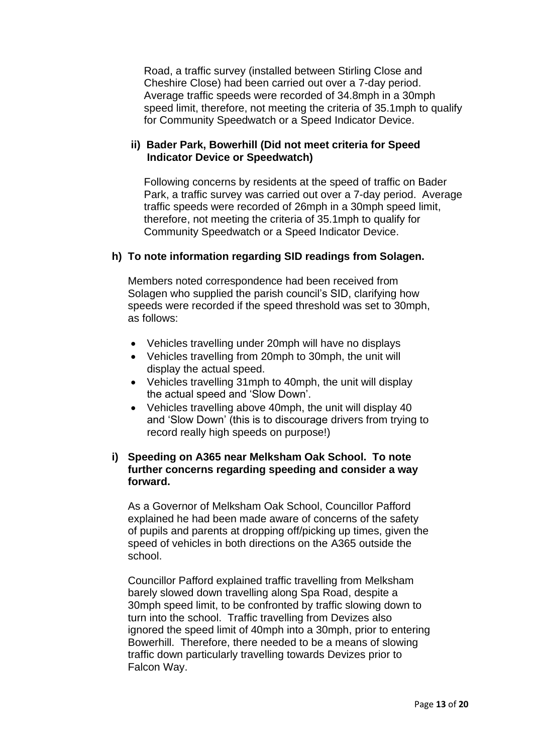Road, a traffic survey (installed between Stirling Close and Cheshire Close) had been carried out over a 7-day period. Average traffic speeds were recorded of 34.8mph in a 30mph speed limit, therefore, not meeting the criteria of 35.1mph to qualify for Community Speedwatch or a Speed Indicator Device.

**ii) Bader Park, Bowerhill (Did not meet criteria for Speed Indicator Device or Speedwatch)**

Following concerns by residents at the speed of traffic on Bader Park, a traffic survey was carried out over a 7-day period. Average traffic speeds were recorded of 26mph in a 30mph speed limit, therefore, not meeting the criteria of 35.1mph to qualify for Community Speedwatch or a Speed Indicator Device.

**h) To note information regarding SID readings from Solagen.**

Members noted correspondence had been received from Solagen who supplied the parish council's SID, clarifying how speeds were recorded if the speed threshold was set to 30mph, as follows:

- Vehicles travelling under 20mph will have no displays
- Vehicles travelling from 20mph to 30mph, the unit will display the actual speed.
- Vehicles travelling 31mph to 40mph, the unit will display the actual speed and 'Slow Down'.
- Vehicles travelling above 40mph, the unit will display 40 and 'Slow Down' (this is to discourage drivers from trying to record really high speeds on purpose!)

**i) Speeding on A365 near Melksham Oak School. To note further concerns regarding speeding and consider a way forward.**

As a Governor of Melksham Oak School, Councillor Pafford explained he had been made aware of concerns of the safety of pupils and parents at dropping off/picking up times, given the speed of vehicles in both directions on the A365 outside the school.

Councillor Pafford explained traffic travelling from Melksham barely slowed down travelling along Spa Road, despite a 30mph speed limit, to be confronted by traffic slowing down to turn into the school. Traffic travelling from Devizes also ignored the speed limit of 40mph into a 30mph, prior to entering Bowerhill. Therefore, there needed to be a means of slowing traffic down particularly travelling towards Devizes prior to Falcon Way.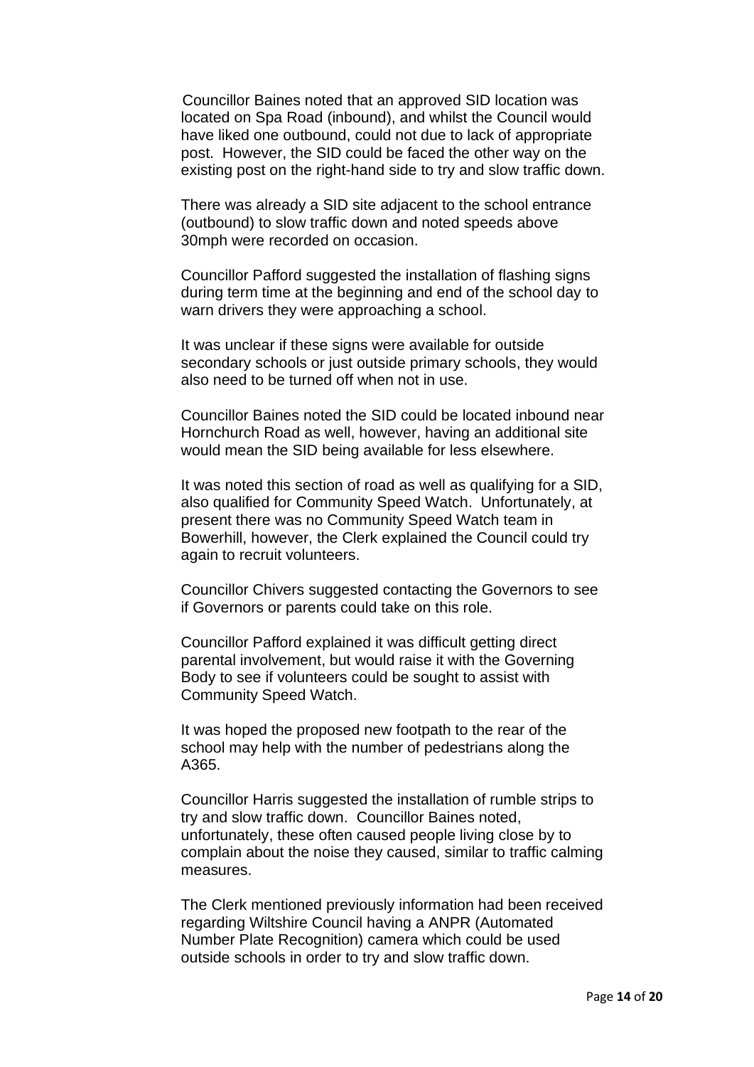Councillor Baines noted that an approved SID location was located on Spa Road (inbound), and whilst the Council would have liked one outbound, could not due to lack of appropriate post. However, the SID could be faced the other way on the existing post on the right-hand side to try and slow traffic down.

There was already a SID site adjacent to the school entrance (outbound) to slow traffic down and noted speeds above 30mph were recorded on occasion.

Councillor Pafford suggested the installation of flashing signs during term time at the beginning and end of the school day to warn drivers they were approaching a school.

It was unclear if these signs were available for outside secondary schools or just outside primary schools, they would also need to be turned off when not in use.

Councillor Baines noted the SID could be located inbound near Hornchurch Road as well, however, having an additional site would mean the SID being available for less elsewhere.

It was noted this section of road as well as qualifying for a SID, also qualified for Community Speed Watch. Unfortunately, at present there was no Community Speed Watch team in Bowerhill, however, the Clerk explained the Council could try again to recruit volunteers.

Councillor Chivers suggested contacting the Governors to see if Governors or parents could take on this role.

Councillor Pafford explained it was difficult getting direct parental involvement, but would raise it with the Governing Body to see if volunteers could be sought to assist with Community Speed Watch.

It was hoped the proposed new footpath to the rear of the school may help with the number of pedestrians along the A365.

Councillor Harris suggested the installation of rumble strips to try and slow traffic down. Councillor Baines noted, unfortunately, these often caused people living close by to complain about the noise they caused, similar to traffic calming measures.

The Clerk mentioned previously information had been received regarding Wiltshire Council having a ANPR (Automated Number Plate Recognition) camera which could be used outside schools in order to try and slow traffic down.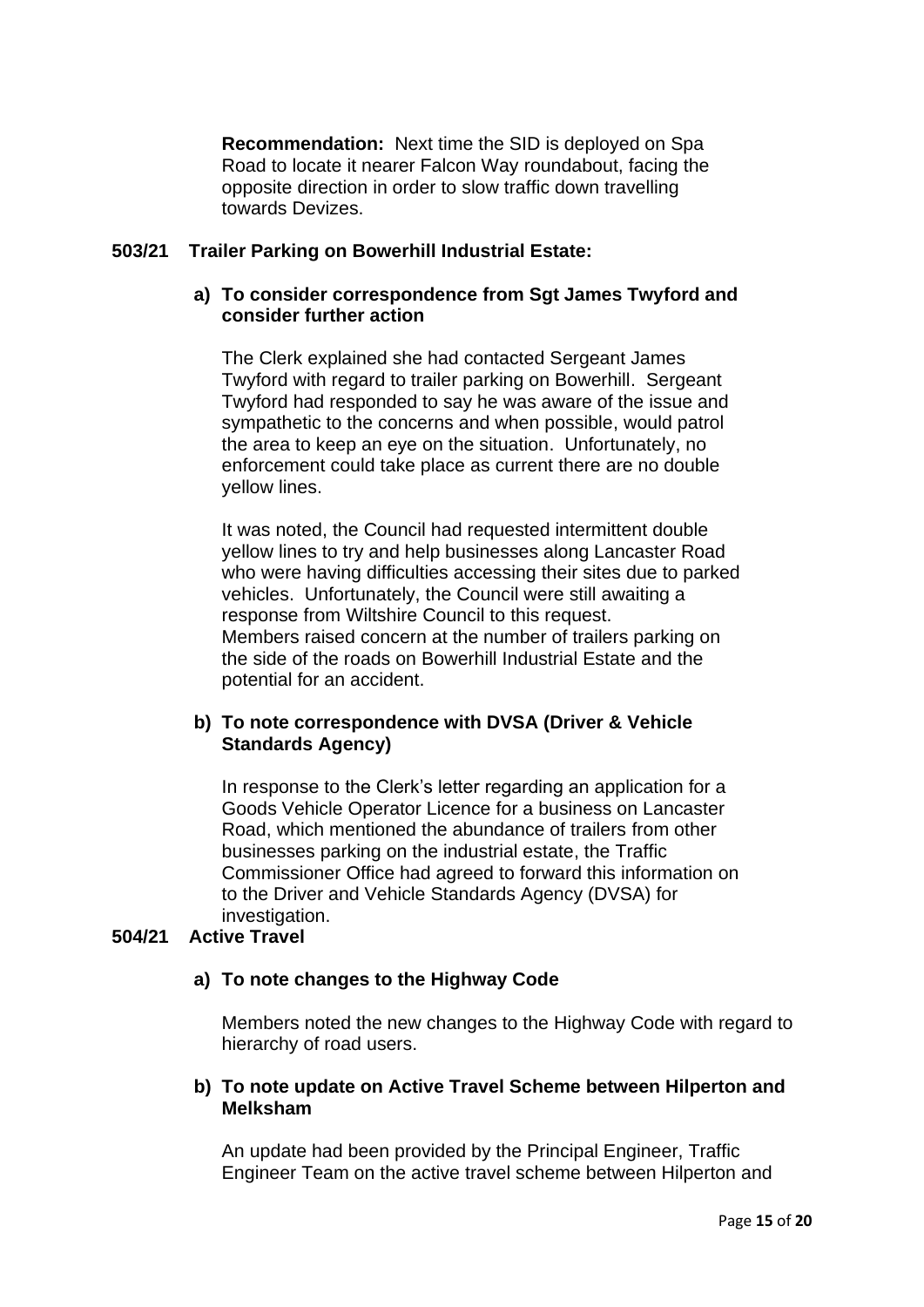**Recommendation:** Next time the SID is deployed on Spa Road to locate it nearer Falcon Way roundabout, facing the opposite direction in order to slow traffic down travelling towards Devizes.

**503/21 Trailer Parking on Bowerhill Industrial Estate:**

**a) To consider correspondence from Sgt James Twyford and consider further action**

The Clerk explained she had contacted Sergeant James Twyford with regard to trailer parking on Bowerhill. Sergeant Twyford had responded to say he was aware of the issue and sympathetic to the concerns and when possible, would patrol the area to keep an eye on the situation. Unfortunately, no enforcement could take place as current there are no double yellow lines.

It was noted, the Council had requested intermittent double yellow lines to try and help businesses along Lancaster Road who were having difficulties accessing their sites due to parked vehicles. Unfortunately, the Council were still awaiting a response from Wiltshire Council to this request.
Members raised concern at the number of trailers parking on the side of the roads on Bowerhill Industrial Estate and the potential for an accident.

**b) To note correspondence with DVSA (Driver & Vehicle Standards Agency)**

In response to the Clerk's letter regarding an application for a Goods Vehicle Operator Licence for a business on Lancaster Road, which mentioned the abundance of trailers from other businesses parking on the industrial estate, the Traffic Commissioner Office had agreed to forward this information on to the Driver and Vehicle Standards Agency (DVSA) for investigation.

**504/21 Active Travel**

**a) To note changes to the Highway Code**

Members noted the new changes to the Highway Code with regard to hierarchy of road users.

**b) To note update on Active Travel Scheme between Hilperton and Melksham**

An update had been provided by the Principal Engineer, Traffic Engineer Team on the active travel scheme between Hilperton and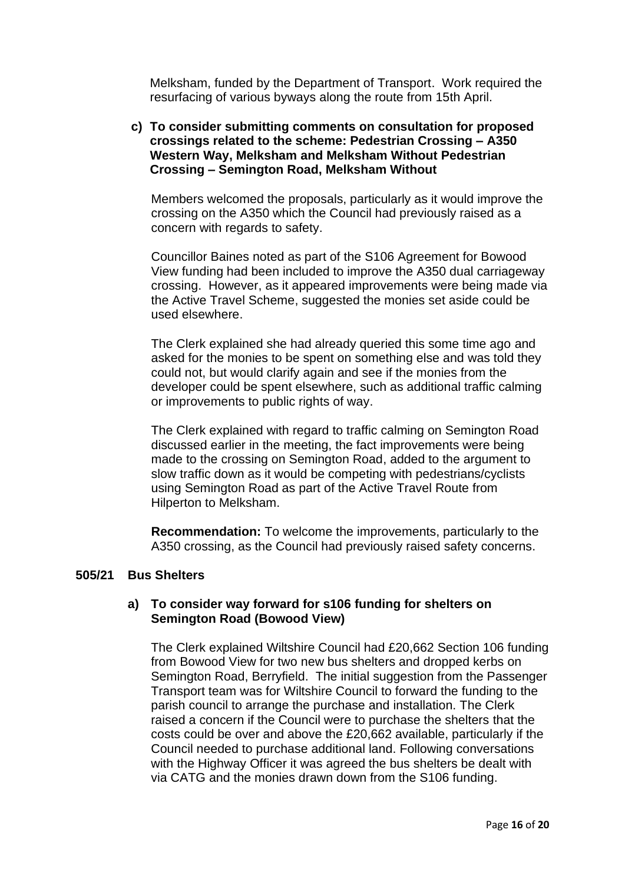Melksham, funded by the Department of Transport. Work required the resurfacing of various byways along the route from 15th April.

**c) To consider submitting comments on consultation for proposed crossings related to the scheme: Pedestrian Crossing – A350 Western Way, Melksham and Melksham Without Pedestrian Crossing – Semington Road, Melksham Without**

Members welcomed the proposals, particularly as it would improve the crossing on the A350 which the Council had previously raised as a concern with regards to safety.

Councillor Baines noted as part of the S106 Agreement for Bowood View funding had been included to improve the A350 dual carriageway crossing. However, as it appeared improvements were being made via the Active Travel Scheme, suggested the monies set aside could be used elsewhere.

The Clerk explained she had already queried this some time ago and asked for the monies to be spent on something else and was told they could not, but would clarify again and see if the monies from the developer could be spent elsewhere, such as additional traffic calming or improvements to public rights of way.

The Clerk explained with regard to traffic calming on Semington Road discussed earlier in the meeting, the fact improvements were being made to the crossing on Semington Road, added to the argument to slow traffic down as it would be competing with pedestrians/cyclists using Semington Road as part of the Active Travel Route from Hilperton to Melksham.

**Recommendation:** To welcome the improvements, particularly to the A350 crossing, as the Council had previously raised safety concerns.

**505/21 Bus Shelters**

**a) To consider way forward for s106 funding for shelters on Semington Road (Bowood View)**

The Clerk explained Wiltshire Council had £20,662 Section 106 funding from Bowood View for two new bus shelters and dropped kerbs on Semington Road, Berryfield. The initial suggestion from the Passenger Transport team was for Wiltshire Council to forward the funding to the parish council to arrange the purchase and installation. The Clerk raised a concern if the Council were to purchase the shelters that the costs could be over and above the £20,662 available, particularly if the Council needed to purchase additional land. Following conversations with the Highway Officer it was agreed the bus shelters be dealt with via CATG and the monies drawn down from the S106 funding.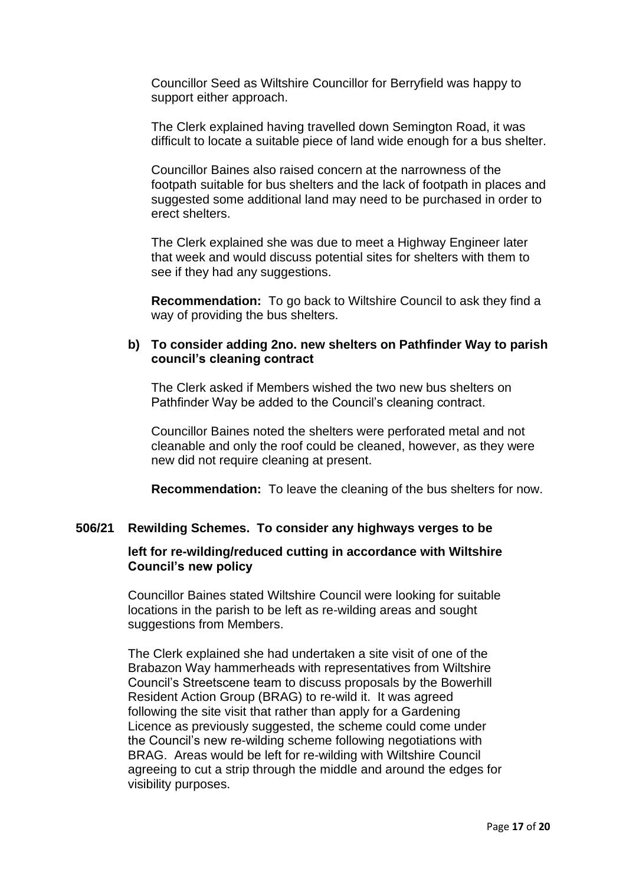Councillor Seed as Wiltshire Councillor for Berryfield was happy to support either approach.

The Clerk explained having travelled down Semington Road, it was difficult to locate a suitable piece of land wide enough for a bus shelter.

Councillor Baines also raised concern at the narrowness of the footpath suitable for bus shelters and the lack of footpath in places and suggested some additional land may need to be purchased in order to erect shelters.

The Clerk explained she was due to meet a Highway Engineer later that week and would discuss potential sites for shelters with them to see if they had any suggestions.

**Recommendation:** To go back to Wiltshire Council to ask they find a way of providing the bus shelters.

**b) To consider adding 2no. new shelters on Pathfinder Way to parish council's cleaning contract**

The Clerk asked if Members wished the two new bus shelters on Pathfinder Way be added to the Council's cleaning contract.

Councillor Baines noted the shelters were perforated metal and not cleanable and only the roof could be cleaned, however, as they were new did not require cleaning at present.

**Recommendation:** To leave the cleaning of the bus shelters for now.

**506/21 Rewilding Schemes. To consider any highways verges to be left for re-wilding/reduced cutting in accordance with Wiltshire Council's new policy**

Councillor Baines stated Wiltshire Council were looking for suitable locations in the parish to be left as re-wilding areas and sought suggestions from Members.

The Clerk explained she had undertaken a site visit of one of the Brabazon Way hammerheads with representatives from Wiltshire Council's Streetscene team to discuss proposals by the Bowerhill Resident Action Group (BRAG) to re-wild it. It was agreed following the site visit that rather than apply for a Gardening Licence as previously suggested, the scheme could come under the Council's new re-wilding scheme following negotiations with BRAG. Areas would be left for re-wilding with Wiltshire Council agreeing to cut a strip through the middle and around the edges for visibility purposes.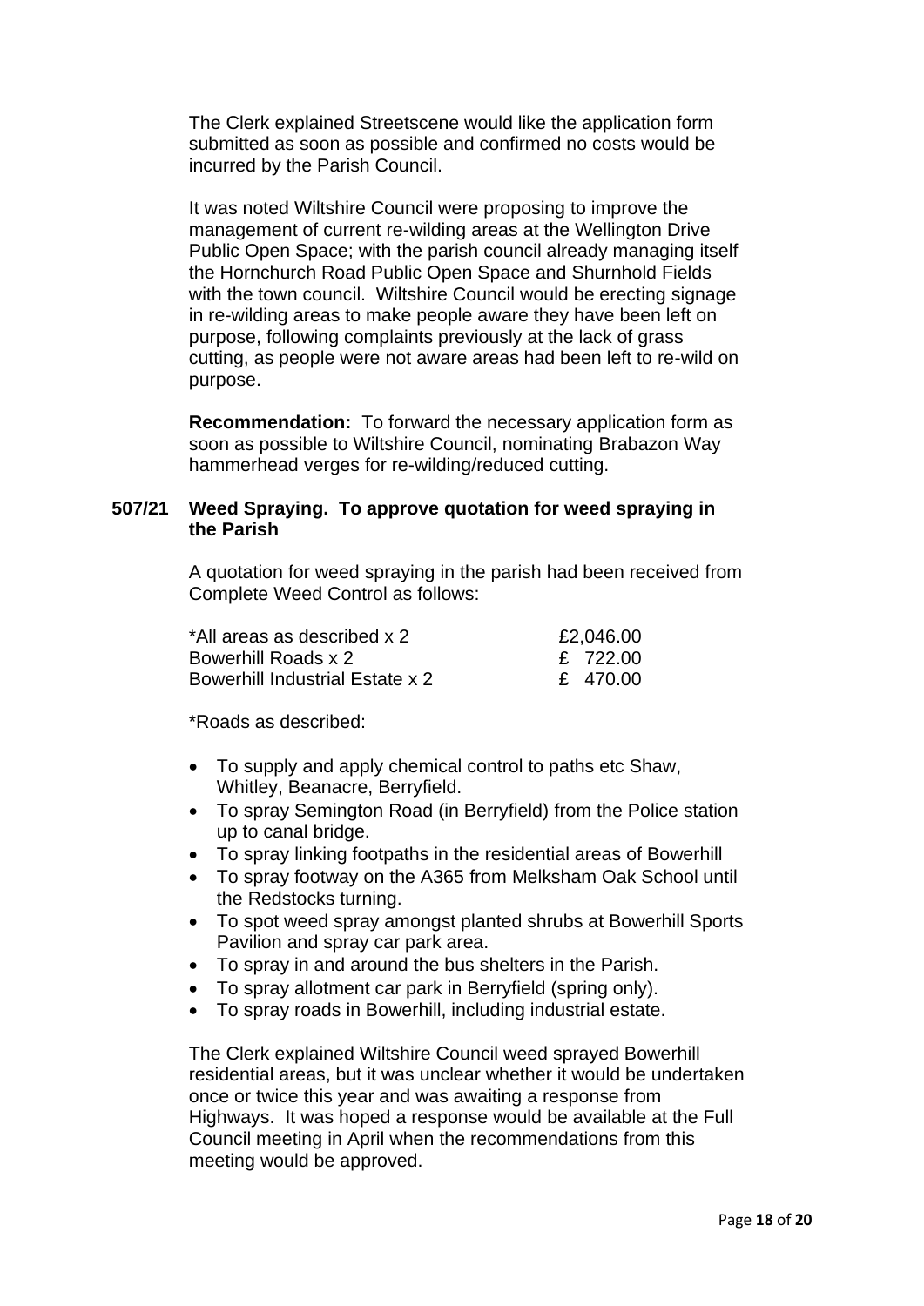The Clerk explained Streetscene would like the application form submitted as soon as possible and confirmed no costs would be incurred by the Parish Council.

It was noted Wiltshire Council were proposing to improve the management of current re-wilding areas at the Wellington Drive Public Open Space; with the parish council already managing itself the Hornchurch Road Public Open Space and Shurnhold Fields with the town council. Wiltshire Council would be erecting signage in re-wilding areas to make people aware they have been left on purpose, following complaints previously at the lack of grass cutting, as people were not aware areas had been left to re-wild on purpose.

**Recommendation:** To forward the necessary application form as soon as possible to Wiltshire Council, nominating Brabazon Way hammerhead verges for re-wilding/reduced cutting.

**507/21 Weed Spraying. To approve quotation for weed spraying in the Parish**

A quotation for weed spraying in the parish had been received from Complete Weed Control as follows:

| | |
|---|---|
| *All areas as described x 2 | £2,046.00 |
| Bowerhill Roads x 2 | £ 722.00 |
| Bowerhill Industrial Estate x 2 | £ 470.00 |

*Roads as described:

- To supply and apply chemical control to paths etc Shaw, Whitley, Beanacre, Berryfield.
- To spray Semington Road (in Berryfield) from the Police station up to canal bridge.
- To spray linking footpaths in the residential areas of Bowerhill
- To spray footway on the A365 from Melksham Oak School until the Redstocks turning.
- To spot weed spray amongst planted shrubs at Bowerhill Sports Pavilion and spray car park area.
- To spray in and around the bus shelters in the Parish.
- To spray allotment car park in Berryfield (spring only).
- To spray roads in Bowerhill, including industrial estate.

The Clerk explained Wiltshire Council weed sprayed Bowerhill residential areas, but it was unclear whether it would be undertaken once or twice this year and was awaiting a response from Highways. It was hoped a response would be available at the Full Council meeting in April when the recommendations from this meeting would be approved.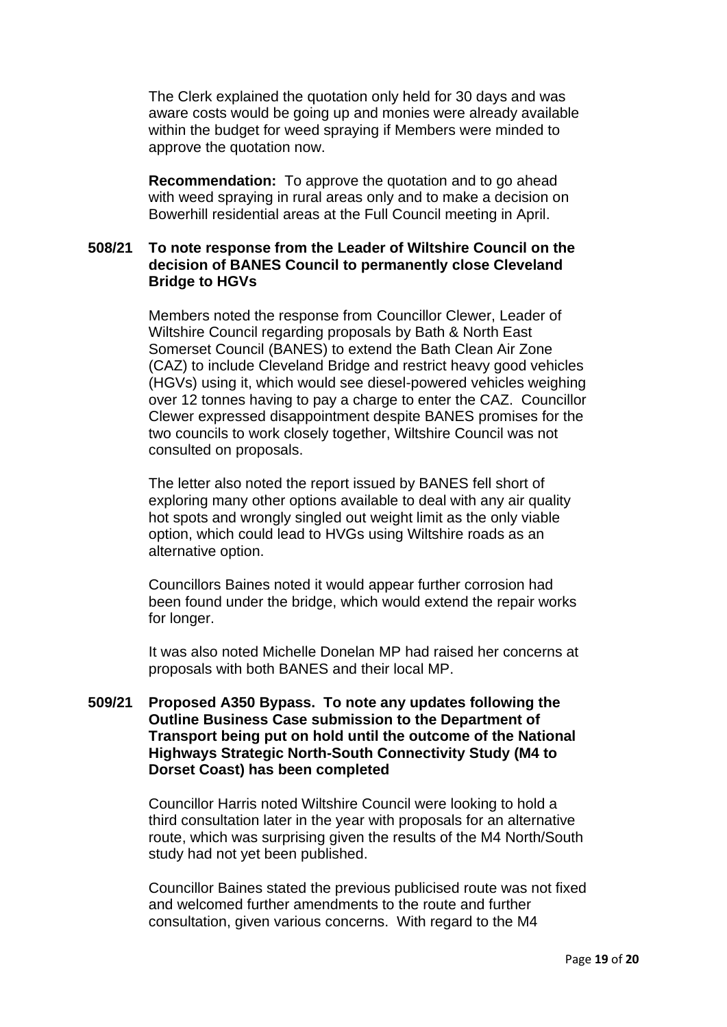The Clerk explained the quotation only held for 30 days and was aware costs would be going up and monies were already available within the budget for weed spraying if Members were minded to approve the quotation now.

**Recommendation:** To approve the quotation and to go ahead with weed spraying in rural areas only and to make a decision on Bowerhill residential areas at the Full Council meeting in April.

**508/21 To note response from the Leader of Wiltshire Council on the decision of BANES Council to permanently close Cleveland Bridge to HGVs**

Members noted the response from Councillor Clewer, Leader of Wiltshire Council regarding proposals by Bath & North East Somerset Council (BANES) to extend the Bath Clean Air Zone (CAZ) to include Cleveland Bridge and restrict heavy good vehicles (HGVs) using it, which would see diesel-powered vehicles weighing over 12 tonnes having to pay a charge to enter the CAZ. Councillor Clewer expressed disappointment despite BANES promises for the two councils to work closely together, Wiltshire Council was not consulted on proposals.

The letter also noted the report issued by BANES fell short of exploring many other options available to deal with any air quality hot spots and wrongly singled out weight limit as the only viable option, which could lead to HVGs using Wiltshire roads as an alternative option.

Councillors Baines noted it would appear further corrosion had been found under the bridge, which would extend the repair works for longer.

It was also noted Michelle Donelan MP had raised her concerns at proposals with both BANES and their local MP.

**509/21 Proposed A350 Bypass. To note any updates following the Outline Business Case submission to the Department of Transport being put on hold until the outcome of the National Highways Strategic North-South Connectivity Study (M4 to Dorset Coast) has been completed**

Councillor Harris noted Wiltshire Council were looking to hold a third consultation later in the year with proposals for an alternative route, which was surprising given the results of the M4 North/South study had not yet been published.

Councillor Baines stated the previous publicised route was not fixed and welcomed further amendments to the route and further consultation, given various concerns. With regard to the M4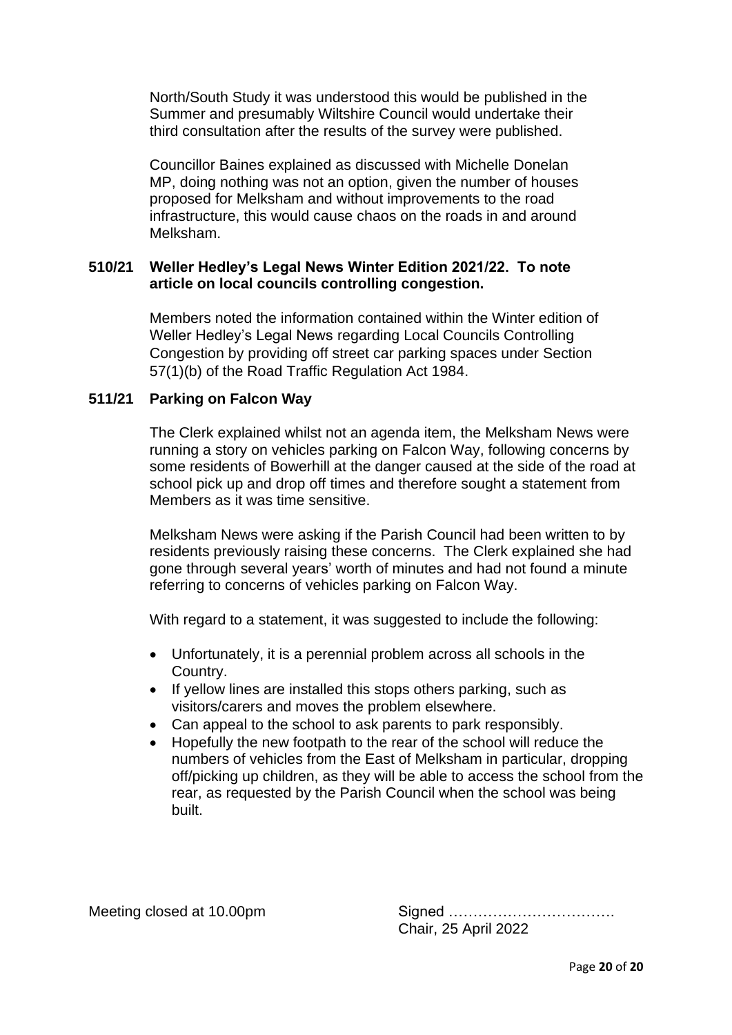North/South Study it was understood this would be published in the Summer and presumably Wiltshire Council would undertake their third consultation after the results of the survey were published.

Councillor Baines explained as discussed with Michelle Donelan MP, doing nothing was not an option, given the number of houses proposed for Melksham and without improvements to the road infrastructure, this would cause chaos on the roads in and around Melksham.

**510/21 Weller Hedley's Legal News Winter Edition 2021/22. To note article on local councils controlling congestion.**

Members noted the information contained within the Winter edition of Weller Hedley's Legal News regarding Local Councils Controlling Congestion by providing off street car parking spaces under Section 57(1)(b) of the Road Traffic Regulation Act 1984.

**511/21 Parking on Falcon Way**

The Clerk explained whilst not an agenda item, the Melksham News were running a story on vehicles parking on Falcon Way, following concerns by some residents of Bowerhill at the danger caused at the side of the road at school pick up and drop off times and therefore sought a statement from Members as it was time sensitive.

Melksham News were asking if the Parish Council had been written to by residents previously raising these concerns. The Clerk explained she had gone through several years' worth of minutes and had not found a minute referring to concerns of vehicles parking on Falcon Way.

With regard to a statement, it was suggested to include the following:

- Unfortunately, it is a perennial problem across all schools in the Country.
- If yellow lines are installed this stops others parking, such as visitors/carers and moves the problem elsewhere.
- Can appeal to the school to ask parents to park responsibly.
- Hopefully the new footpath to the rear of the school will reduce the numbers of vehicles from the East of Melksham in particular, dropping off/picking up children, as they will be able to access the school from the rear, as requested by the Parish Council when the school was being built.

Meeting closed at 10.00pm

Signed …………………………….
Chair, 25 April 2022